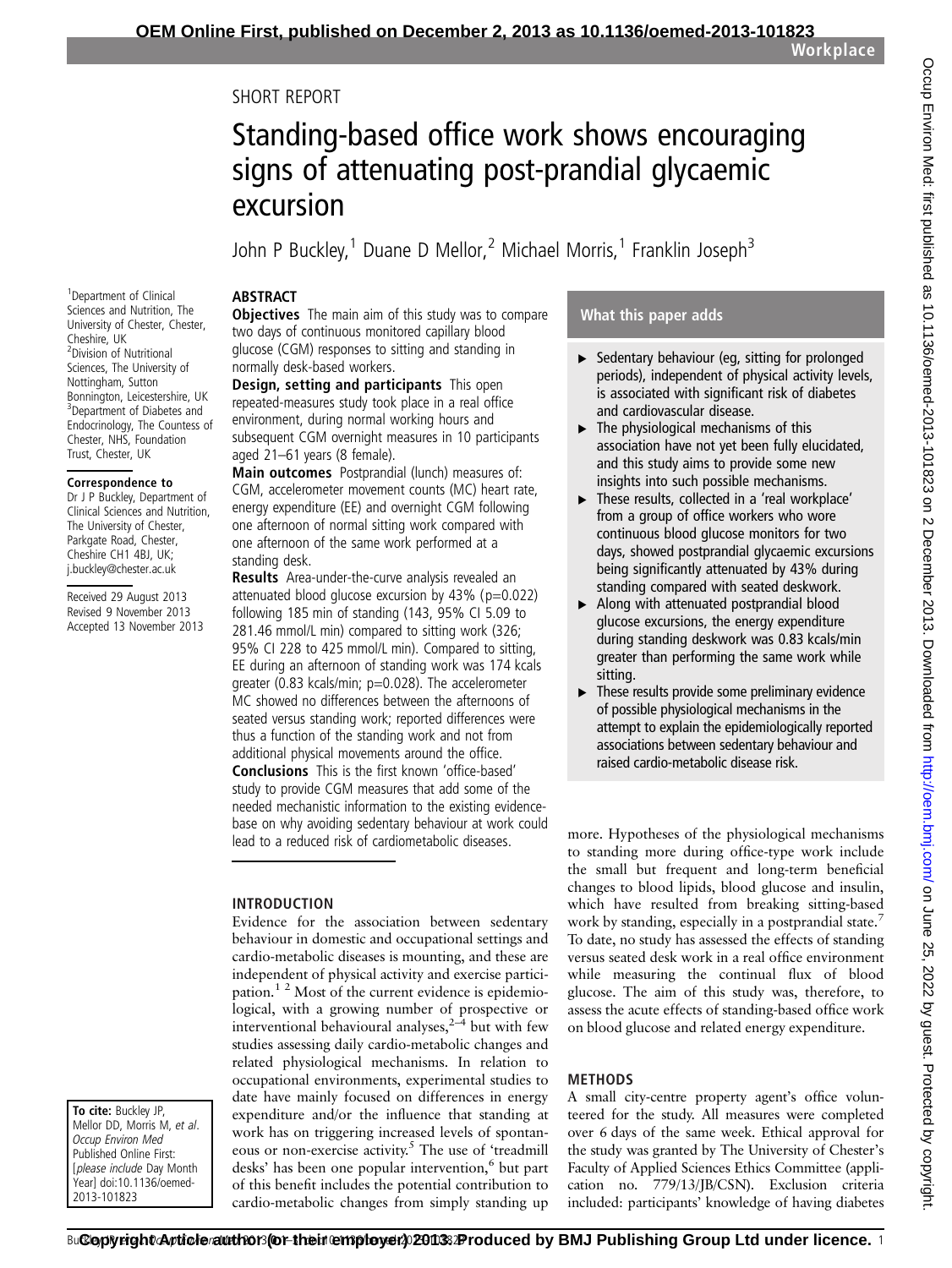SHORT REPORT

# Standing-based office work shows encouraging signs of attenuating post-prandial glycaemic excursion

John P Buckley,[1] Duane D Mellor,[2] Michael Morris,[1] Franklin Joseph[3]

[1]Department of Clinical Sciences and Nutrition, The University of Chester, Chester, Cheshire, UK
[2]Division of Nutritional Sciences, The University of Nottingham, Sutton Bonnington, Leicestershire, UK
[3]Department of Diabetes and Endocrinology, The Countess of Chester, NHS, Foundation Trust, Chester, UK

**Correspondence to**
Dr J P Buckley, Department of Clinical Sciences and Nutrition, The University of Chester, Parkgate Road, Chester, Cheshire CH1 4BJ, UK; j.buckley@chester.ac.uk

Received 29 August 2013
Revised 9 November 2013
Accepted 13 November 2013

## ABSTRACT

**Objectives** The main aim of this study was to compare two days of continuous monitored capillary blood glucose (CGM) responses to sitting and standing in normally desk-based workers.

**Design, setting and participants** This open repeated-measures study took place in a real office environment, during normal working hours and subsequent CGM overnight measures in 10 participants aged 21–61 years (8 female).

**Main outcomes** Postprandial (lunch) measures of: CGM, accelerometer movement counts (MC) heart rate, energy expenditure (EE) and overnight CGM following one afternoon of normal sitting work compared with one afternoon of the same work performed at a standing desk.

**Results** Area-under-the-curve analysis revealed an attenuated blood glucose excursion by 43% (p=0.022) following 185 min of standing (143, 95% CI 5.09 to 281.46 mmol/L min) compared to sitting work (326; 95% CI 228 to 425 mmol/L min). Compared to sitting, EE during an afternoon of standing work was 174 kcals greater (0.83 kcals/min; p=0.028). The accelerometer MC showed no differences between the afternoons of seated versus standing work; reported differences were thus a function of the standing work and not from additional physical movements around the office.

**Conclusions** This is the first known 'office-based' study to provide CGM measures that add some of the needed mechanistic information to the existing evidence-base on why avoiding sedentary behaviour at work could lead to a reduced risk of cardiometabolic diseases.

## What this paper adds

- Sedentary behaviour (eg, sitting for prolonged periods), independent of physical activity levels, is associated with significant risk of diabetes and cardiovascular disease.
- The physiological mechanisms of this association have not yet been fully elucidated, and this study aims to provide some new insights into such possible mechanisms.
- These results, collected in a 'real workplace' from a group of office workers who wore continuous blood glucose monitors for two days, showed postprandial glycaemic excursions being significantly attenuated by 43% during standing compared with seated deskwork.
- Along with attenuated postprandial blood glucose excursions, the energy expenditure during standing deskwork was 0.83 kcals/min greater than performing the same work while sitting.
- These results provide some preliminary evidence of possible physiological mechanisms in the attempt to explain the epidemiologically reported associations between sedentary behaviour and raised cardio-metabolic disease risk.

## INTRODUCTION

Evidence for the association between sedentary behaviour in domestic and occupational settings and cardio-metabolic diseases is mounting, and these are independent of physical activity and exercise participation.[1 2] Most of the current evidence is epidemiological, with a growing number of prospective or interventional behavioural analyses,[2–4] but with few studies assessing daily cardio-metabolic changes and related physiological mechanisms. In relation to occupational environments, experimental studies to date have mainly focused on differences in energy expenditure and/or the influence that standing at work has on triggering increased levels of spontaneous or non-exercise activity.[5] The use of 'treadmill desks' has been one popular intervention,[6] but part of this benefit includes the potential contribution to cardio-metabolic changes from simply standing up more. Hypotheses of the physiological mechanisms to standing more during office-type work include the small but frequent and long-term beneficial changes to blood lipids, blood glucose and insulin, which have resulted from breaking sitting-based work by standing, especially in a postprandial state.[7] To date, no study has assessed the effects of standing versus seated desk work in a real office environment while measuring the continual flux of blood glucose. The aim of this study was, therefore, to assess the acute effects of standing-based office work on blood glucose and related energy expenditure.

## METHODS

A small city-centre property agent's office volunteered for the study. All measures were completed over 6 days of the same week. Ethical approval for the study was granted by The University of Chester's Faculty of Applied Sciences Ethics Committee (application no. 779/13/JB/CSN). Exclusion criteria included: participants' knowledge of having diabetes

**To cite:** Buckley JP, Mellor DD, Morris M, *et al*. *Occup Environ Med* Published Online First: [*please include* Day Month Year] doi:10.1136/oemed-2013-101823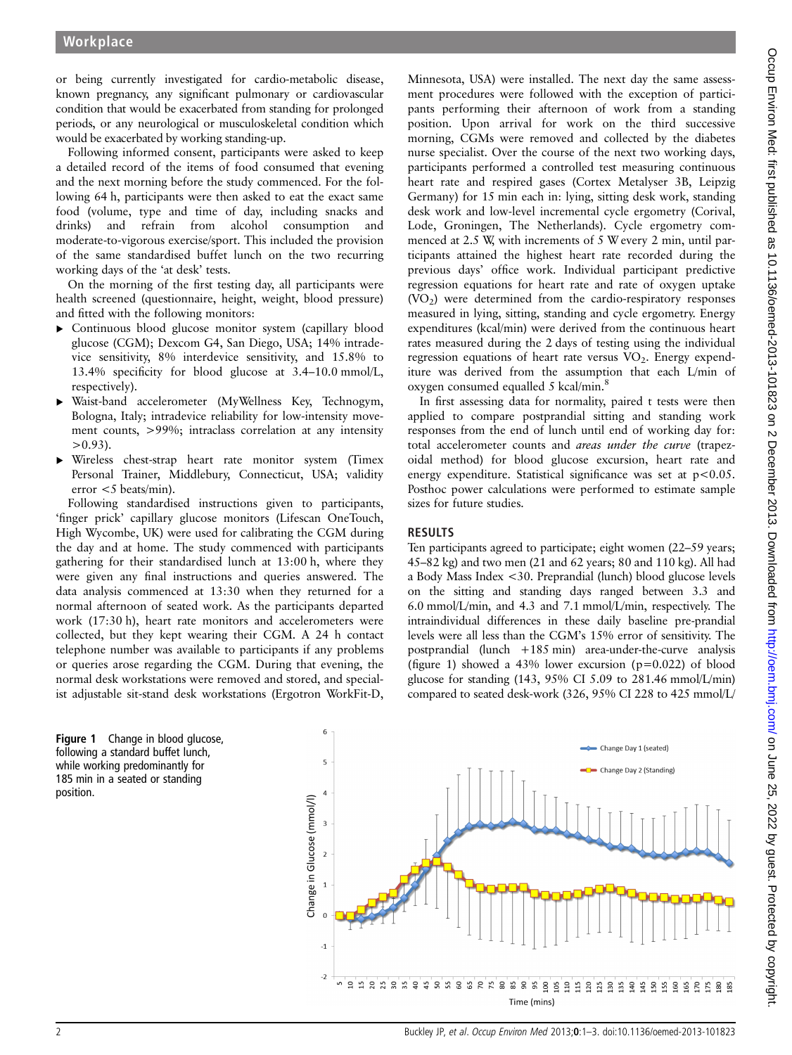or being currently investigated for cardio-metabolic disease, known pregnancy, any significant pulmonary or cardiovascular condition that would be exacerbated from standing for prolonged periods, or any neurological or musculoskeletal condition which would be exacerbated by working standing-up.

Following informed consent, participants were asked to keep a detailed record of the items of food consumed that evening and the next morning before the study commenced. For the following 64 h, participants were then asked to eat the exact same food (volume, type and time of day, including snacks and drinks) and refrain from alcohol consumption and moderate-to-vigorous exercise/sport. This included the provision of the same standardised buffet lunch on the two recurring working days of the 'at desk' tests.

On the morning of the first testing day, all participants were health screened (questionnaire, height, weight, blood pressure) and fitted with the following monitors:

- Continuous blood glucose monitor system (capillary blood glucose (CGM); Dexcom G4, San Diego, USA; 14% intradevice sensitivity, 8% interdevice sensitivity, and 15.8% to 13.4% specificity for blood glucose at 3.4–10.0 mmol/L, respectively).
- Waist-band accelerometer (MyWellness Key, Technogym, Bologna, Italy; intradevice reliability for low-intensity movement counts, >99%; intraclass correlation at any intensity >0.93).
- Wireless chest-strap heart rate monitor system (Timex Personal Trainer, Middlebury, Connecticut, USA; validity error <5 beats/min).

Following standardised instructions given to participants, 'finger prick' capillary glucose monitors (Lifescan OneTouch, High Wycombe, UK) were used for calibrating the CGM during the day and at home. The study commenced with participants gathering for their standardised lunch at 13:00 h, where they were given any final instructions and queries answered. The data analysis commenced at 13:30 when they returned for a normal afternoon of seated work. As the participants departed work (17:30 h), heart rate monitors and accelerometers were collected, but they kept wearing their CGM. A 24 h contact telephone number was available to participants if any problems or queries arose regarding the CGM. During that evening, the normal desk workstations were removed and stored, and specialist adjustable sit-stand desk workstations (Ergotron WorkFit-D, Minnesota, USA) were installed. The next day the same assessment procedures were followed with the exception of participants performing their afternoon of work from a standing position. Upon arrival for work on the third successive morning, CGMs were removed and collected by the diabetes nurse specialist. Over the course of the next two working days, participants performed a controlled test measuring continuous heart rate and respired gases (Cortex Metalyser 3B, Leipzig Germany) for 15 min each in: lying, sitting desk work, standing desk work and low-level incremental cycle ergometry (Corival, Lode, Groningen, The Netherlands). Cycle ergometry commenced at 2.5 W, with increments of 5 W every 2 min, until participants attained the highest heart rate recorded during the previous days' office work. Individual participant predictive regression equations for heart rate and rate of oxygen uptake ($VO_2$) were determined from the cardio-respiratory responses measured in lying, sitting, standing and cycle ergometry. Energy expenditures (kcal/min) were derived from the continuous heart rates measured during the 2 days of testing using the individual regression equations of heart rate versus $VO_2$. Energy expenditure was derived from the assumption that each L/min of oxygen consumed equalled 5 kcal/min.[8]

In first assessing data for normality, paired t tests were then applied to compare postprandial sitting and standing work responses from the end of lunch until end of working day for: total accelerometer counts and *areas under the curve* (trapezoidal method) for blood glucose excursion, heart rate and energy expenditure. Statistical significance was set at $p<0.05$. Posthoc power calculations were performed to estimate sample sizes for future studies.

## RESULTS

Ten participants agreed to participate; eight women (22–59 years; 45–82 kg) and two men (21 and 62 years; 80 and 110 kg). All had a Body Mass Index <30. Preprandial (lunch) blood glucose levels on the sitting and standing days ranged between 3.3 and 6.0 mmol/L/min, and 4.3 and 7.1 mmol/L/min, respectively. The intraindividual differences in these daily baseline pre-prandial levels were all less than the CGM's 15% error of sensitivity. The postprandial (lunch +185 min) area-under-the-curve analysis (figure 1) showed a 43% lower excursion ($p=0.022$) of blood glucose for standing (143, 95% CI 5.09 to 281.46 mmol/L/min) compared to seated desk-work (326, 95% CI 228 to 425 mmol/L/

**Figure 1** Change in blood glucose, following a standard buffet lunch, while working predominantly for 185 min in a seated or standing position.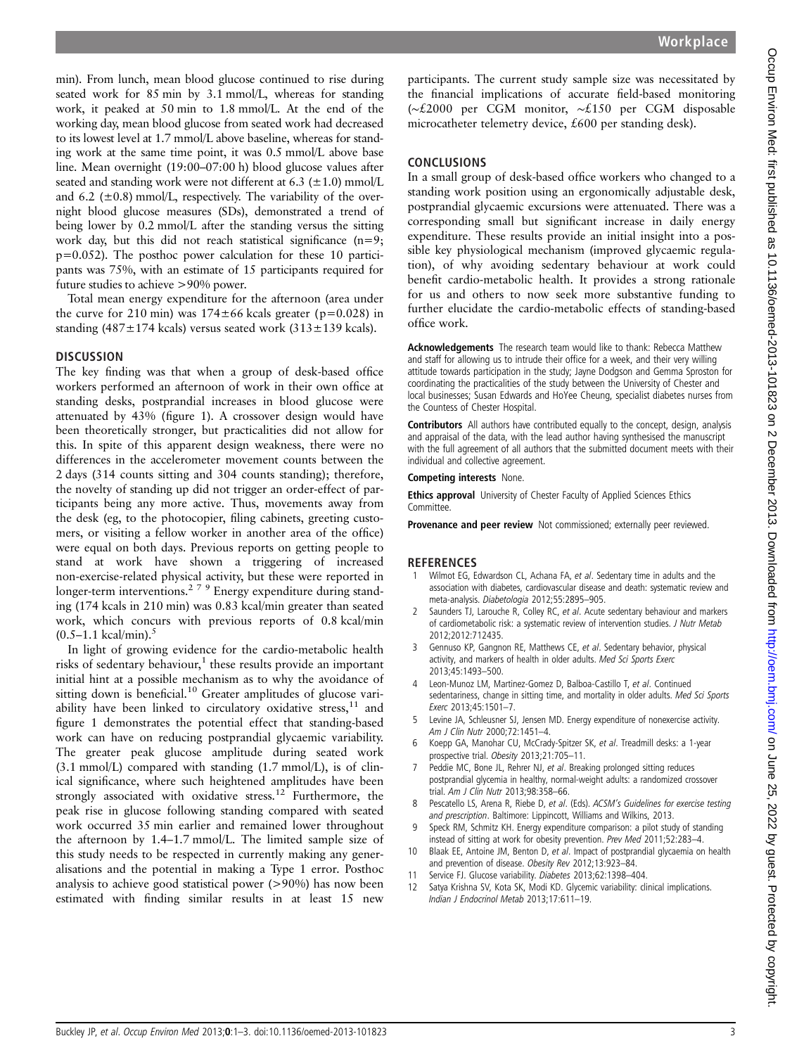min). From lunch, mean blood glucose continued to rise during seated work for 85 min by 3.1 mmol/L, whereas for standing work, it peaked at 50 min to 1.8 mmol/L. At the end of the working day, mean blood glucose from seated work had decreased to its lowest level at 1.7 mmol/L above baseline, whereas for standing work at the same time point, it was 0.5 mmol/L above base line. Mean overnight (19:00–07:00 h) blood glucose values after seated and standing work were not different at 6.3 (±1.0) mmol/L and 6.2 (±0.8) mmol/L, respectively. The variability of the overnight blood glucose measures (SDs), demonstrated a trend of being lower by 0.2 mmol/L after the standing versus the sitting work day, but this did not reach statistical significance (n=9; p=0.052). The posthoc power calculation for these 10 participants was 75%, with an estimate of 15 participants required for future studies to achieve >90% power.

Total mean energy expenditure for the afternoon (area under the curve for 210 min) was 174±66 kcals greater (p=0.028) in standing (487±174 kcals) versus seated work (313±139 kcals).

## DISCUSSION

The key finding was that when a group of desk-based office workers performed an afternoon of work in their own office at standing desks, postprandial increases in blood glucose were attenuated by 43% (figure 1). A crossover design would have been theoretically stronger, but practicalities did not allow for this. In spite of this apparent design weakness, there were no differences in the accelerometer movement counts between the 2 days (314 counts sitting and 304 counts standing); therefore, the novelty of standing up did not trigger an order-effect of participants being any more active. Thus, movements away from the desk (eg, to the photocopier, filing cabinets, greeting customers, or visiting a fellow worker in another area of the office) were equal on both days. Previous reports on getting people to stand at work have shown a triggering of increased non-exercise-related physical activity, but these were reported in longer-term interventions.[2 7 9] Energy expenditure during standing (174 kcals in 210 min) was 0.83 kcal/min greater than seated work, which concurs with previous reports of 0.8 kcal/min (0.5–1.1 kcal/min).[5]

In light of growing evidence for the cardio-metabolic health risks of sedentary behaviour,[1] these results provide an important initial hint at a possible mechanism as to why the avoidance of sitting down is beneficial.[10] Greater amplitudes of glucose variability have been linked to circulatory oxidative stress,[11] and figure 1 demonstrates the potential effect that standing-based work can have on reducing postprandial glycaemic variability. The greater peak glucose amplitude during seated work (3.1 mmol/L) compared with standing (1.7 mmol/L), is of clinical significance, where such heightened amplitudes have been strongly associated with oxidative stress.[12] Furthermore, the peak rise in glucose following standing compared with seated work occurred 35 min earlier and remained lower throughout the afternoon by 1.4–1.7 mmol/L. The limited sample size of this study needs to be respected in currently making any generalisations and the potential in making a Type 1 error. Posthoc analysis to achieve good statistical power (>90%) has now been estimated with finding similar results in at least 15 new participants. The current study sample size was necessitated by the financial implications of accurate field-based monitoring (~£2000 per CGM monitor, ~£150 per CGM disposable microcatheter telemetry device, £600 per standing desk).

## CONCLUSIONS

In a small group of desk-based office workers who changed to a standing work position using an ergonomically adjustable desk, postprandial glycaemic excursions were attenuated. There was a corresponding small but significant increase in daily energy expenditure. These results provide an initial insight into a possible key physiological mechanism (improved glycaemic regulation), of why avoiding sedentary behaviour at work could benefit cardio-metabolic health. It provides a strong rationale for us and others to now seek more substantive funding to further elucidate the cardio-metabolic effects of standing-based office work.

**Acknowledgements** The research team would like to thank: Rebecca Matthew and staff for allowing us to intrude their office for a week, and their very willing attitude towards participation in the study; Jayne Dodgson and Gemma Sproston for coordinating the practicalities of the study between the University of Chester and local businesses; Susan Edwards and HoYee Cheung, specialist diabetes nurses from the Countess of Chester Hospital.

**Contributors** All authors have contributed equally to the concept, design, analysis and appraisal of the data, with the lead author having synthesised the manuscript with the full agreement of all authors that the submitted document meets with their individual and collective agreement.

**Competing interests** None.

**Ethics approval** University of Chester Faculty of Applied Sciences Ethics Committee.

**Provenance and peer review** Not commissioned; externally peer reviewed.

## REFERENCES

1. Wilmot EG, Edwardson CL, Achana FA, *et al*. Sedentary time in adults and the association with diabetes, cardiovascular disease and death: systematic review and meta-analysis. *Diabetologia* 2012;55:2895–905.
2. Saunders TJ, Larouche R, Colley RC, *et al*. Acute sedentary behaviour and markers of cardiometabolic risk: a systematic review of intervention studies. *J Nutr Metab* 2012;2012:712435.
3. Gennuso KP, Gangnon RE, Matthews CE, *et al*. Sedentary behavior, physical activity, and markers of health in older adults. *Med Sci Sports Exerc* 2013;45:1493–500.
4. Leon-Munoz LM, Martinez-Gomez D, Balboa-Castillo T, *et al*. Continued sedentariness, change in sitting time, and mortality in older adults. *Med Sci Sports Exerc* 2013;45:1501–7.
5. Levine JA, Schleusner SJ, Jensen MD. Energy expenditure of nonexercise activity. *Am J Clin Nutr* 2000;72:1451–4.
6. Koepp GA, Manohar CU, McCrady-Spitzer SK, *et al*. Treadmill desks: a 1-year prospective trial. *Obesity* 2013;21:705–11.
7. Peddie MC, Bone JL, Rehrer NJ, *et al*. Breaking prolonged sitting reduces postprandial glycemia in healthy, normal-weight adults: a randomized crossover trial. *Am J Clin Nutr* 2013;98:358–66.
8. Pescatello LS, Arena R, Riebe D, *et al*. (Eds). *ACSM's Guidelines for exercise testing and prescription*. Baltimore: Lippincott, Williams and Wilkins, 2013.
9. Speck RM, Schmitz KH. Energy expenditure comparison: a pilot study of standing instead of sitting at work for obesity prevention. *Prev Med* 2011;52:283–4.
10. Blaak EE, Antoine JM, Benton D, *et al*. Impact of postprandial glycaemia on health and prevention of disease. *Obesity Rev* 2012;13:923–84.
11. Service FJ. Glucose variability. *Diabetes* 2013;62:1398–404.
12. Satya Krishna SV, Kota SK, Modi KD. Glycemic variability: clinical implications. *Indian J Endocrinol Metab* 2013;17:611–19.